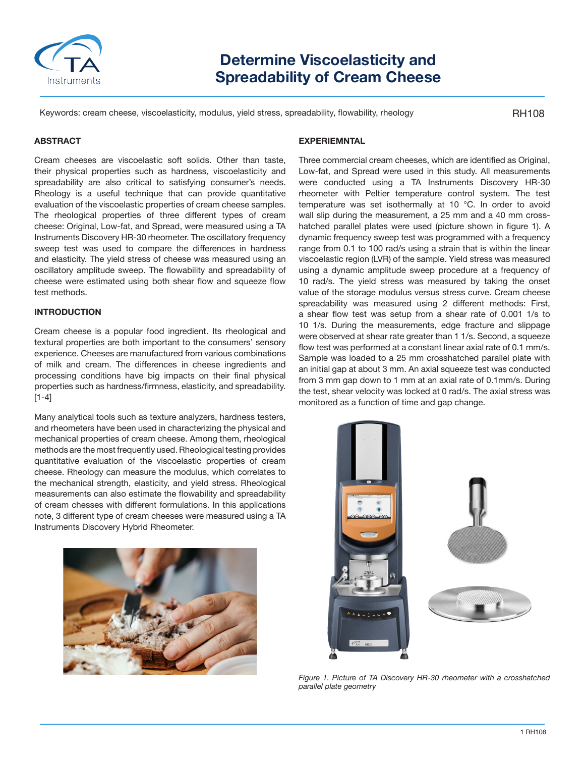# Determine Viscoelasticity and Spreadability of Cream Cheese

Keywords: cream cheese, viscoelasticity, modulus, yield stress, spreadability, flowability, rheology

RH108

## ABSTRACT

Cream cheeses are viscoelastic soft solids. Other than taste, their physical properties such as hardness, viscoelasticity and spreadability are also critical to satisfying consumer's needs. Rheology is a useful technique that can provide quantitative evaluation of the viscoelastic properties of cream cheese samples. The rheological properties of three different types of cream cheese: Original, Low-fat, and Spread, were measured using a TA Instruments Discovery HR-30 rheometer. The oscillatory frequency sweep test was used to compare the differences in hardness and elasticity. The yield stress of cheese was measured using an oscillatory amplitude sweep. The flowability and spreadability of cheese were estimated using both shear flow and squeeze flow test methods.

## INTRODUCTION

Cream cheese is a popular food ingredient. Its rheological and textural properties are both important to the consumers' sensory experience. Cheeses are manufactured from various combinations of milk and cream. The differences in cheese ingredients and processing conditions have big impacts on their final physical properties such as hardness/firmness, elasticity, and spreadability. [1-4]

Many analytical tools such as texture analyzers, hardness testers, and rheometers have been used in characterizing the physical and mechanical properties of cream cheese. Among them, rheological methods are the most frequently used. Rheological testing provides quantitative evaluation of the viscoelastic properties of cream cheese. Rheology can measure the modulus, which correlates to the mechanical strength, elasticity, and yield stress. Rheological measurements can also estimate the flowability and spreadability of cream chesses with different formulations. In this applications note, 3 different type of cream cheeses were measured using a TA Instruments Discovery Hybrid Rheometer.

## EXPERIEMNTAL

Three commercial cream cheeses, which are identified as Original, Low-fat, and Spread were used in this study. All measurements were conducted using a TA Instruments Discovery HR-30 rheometer with Peltier temperature control system. The test temperature was set isothermally at 10 °C. In order to avoid wall slip during the measurement, a 25 mm and a 40 mm cross-hatched parallel plates were used (picture shown in figure 1). A dynamic frequency sweep test was programmed with a frequency range from 0.1 to 100 rad/s using a strain that is within the linear viscoelastic region (LVR) of the sample. Yield stress was measured using a dynamic amplitude sweep procedure at a frequency of 10 rad/s. The yield stress was measured by taking the onset value of the storage modulus versus stress curve. Cream cheese spreadability was measured using 2 different methods: First, a shear flow test was setup from a shear rate of 0.001 1/s to 10 1/s. During the measurements, edge fracture and slippage were observed at shear rate greater than 1 1/s. Second, a squeeze flow test was performed at a constant linear axial rate of 0.1 mm/s. Sample was loaded to a 25 mm crosshatched parallel plate with an initial gap at about 3 mm. An axial squeeze test was conducted from 3 mm gap down to 1 mm at an axial rate of 0.1mm/s. During the test, shear velocity was locked at 0 rad/s. The axial stress was monitored as a function of time and gap change.

*Figure 1. Picture of TA Discovery HR-30 rheometer with a crosshatched parallel plate geometry*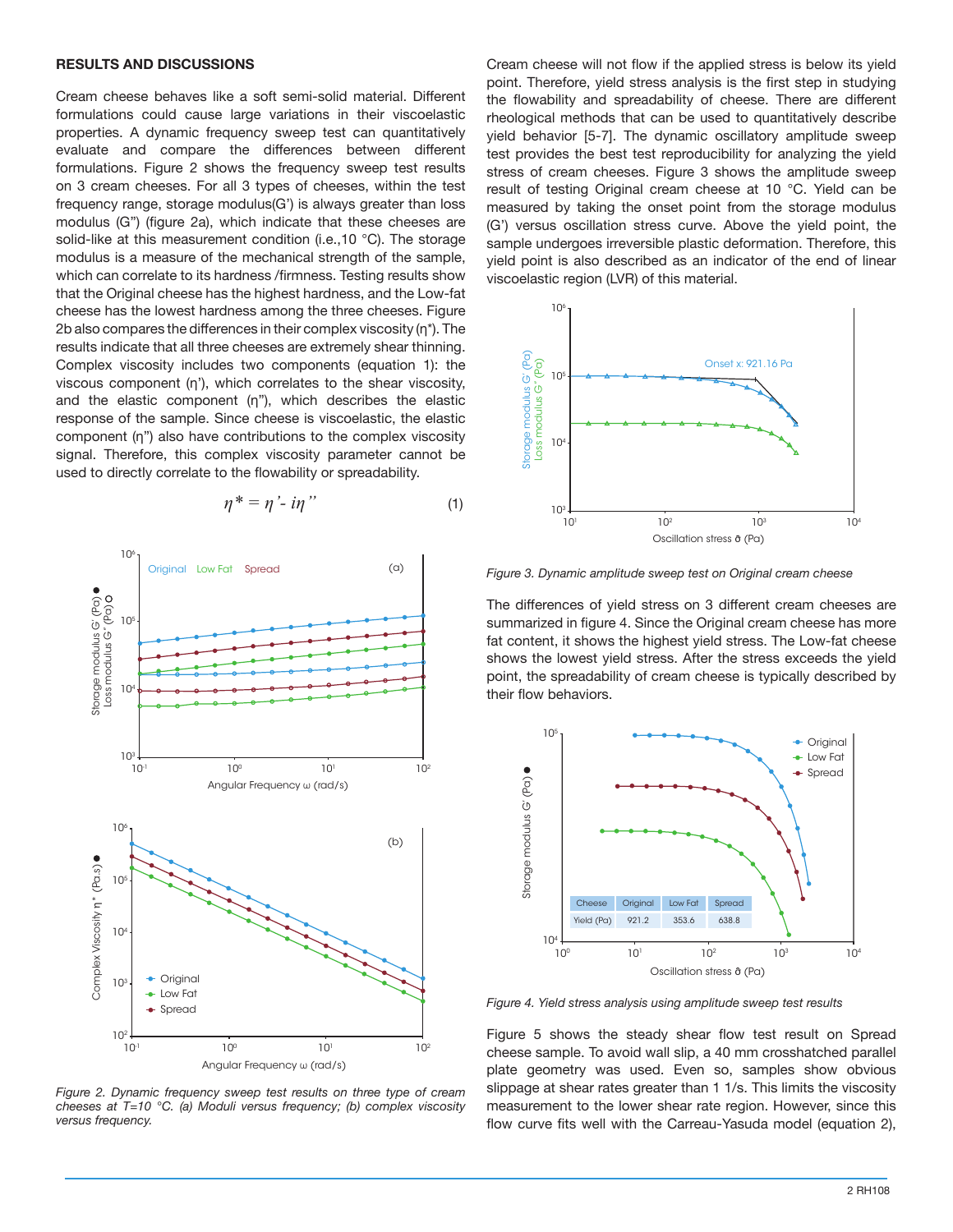## RESULTS AND DISCUSSIONS

Cream cheese behaves like a soft semi-solid material. Different formulations could cause large variations in their viscoelastic properties. A dynamic frequency sweep test can quantitatively evaluate and compare the differences between different formulations. Figure 2 shows the frequency sweep test results on 3 cream cheeses. For all 3 types of cheeses, within the test frequency range, storage modulus(G') is always greater than loss modulus (G") (figure 2a), which indicate that these cheeses are solid-like at this measurement condition (i.e.,10 °C). The storage modulus is a measure of the mechanical strength of the sample, which can correlate to its hardness /firmness. Testing results show that the Original cheese has the highest hardness, and the Low-fat cheese has the lowest hardness among the three cheeses. Figure 2b also compares the differences in their complex viscosity (η*). The results indicate that all three cheeses are extremely shear thinning. Complex viscosity includes two components (equation 1): the viscous component (η'), which correlates to the shear viscosity, and the elastic component (η"), which describes the elastic response of the sample. Since cheese is viscoelastic, the elastic component (η") also have contributions to the complex viscosity signal. Therefore, this complex viscosity parameter cannot be used to directly correlate to the flowability or spreadability.

$$\eta^* = \eta' - i\eta'' \qquad (1)$$

(a)

Original Low Fat Spread

Storage modulus G' (Pa) ●
Loss modulus G" (Pa) ○

Angular Frequency ω (rad/s)

(b)

Complex Viscosity η* (Pa.s) ●

Original
Low Fat
Spread

Angular Frequency ω (rad/s)

*Figure 2. Dynamic frequency sweep test results on three type of cream cheeses at T=10 °C. (a) Moduli versus frequency; (b) complex viscosity versus frequency.*

Cream cheese will not flow if the applied stress is below its yield point. Therefore, yield stress analysis is the first step in studying the flowability and spreadability of cheese. There are different rheological methods that can be used to quantitatively describe yield behavior [5-7]. The dynamic oscillatory amplitude sweep test provides the best test reproducibility for analyzing the yield stress of cream cheeses. Figure 3 shows the amplitude sweep result of testing Original cream cheese at 10 °C. Yield can be measured by taking the onset point from the storage modulus (G') versus oscillation stress curve. Above the yield point, the sample undergoes irreversible plastic deformation. Therefore, this yield point is also described as an indicator of the end of linear viscoelastic region (LVR) of this material.

Onset x: 921.16 Pa

Storage modulus G' (Pa)
Loss modulus G" (Pa)

Oscillation stress σ (Pa)

*Figure 3. Dynamic amplitude sweep test on Original cream cheese*

The differences of yield stress on 3 different cream cheeses are summarized in figure 4. Since the Original cream cheese has more fat content, it shows the highest yield stress. The Low-fat cheese shows the lowest yield stress. After the stress exceeds the yield point, the spreadability of cream cheese is typically described by their flow behaviors.

Original
Low Fat
Spread

Storage modulus G' (Pa) ●

| Cheese | Original | Low Fat | Spread |
|---|---|---|---|
| Yield (Pa) | 921.2 | 353.6 | 638.8 |

Oscillation stress σ (Pa)

*Figure 4. Yield stress analysis using amplitude sweep test results*

Figure 5 shows the steady shear flow test result on Spread cheese sample. To avoid wall slip, a 40 mm crosshatched parallel plate geometry was used. Even so, samples show obvious slippage at shear rates greater than 1 1/s. This limits the viscosity measurement to the lower shear rate region. However, since this flow curve fits well with the Carreau-Yasuda model (equation 2),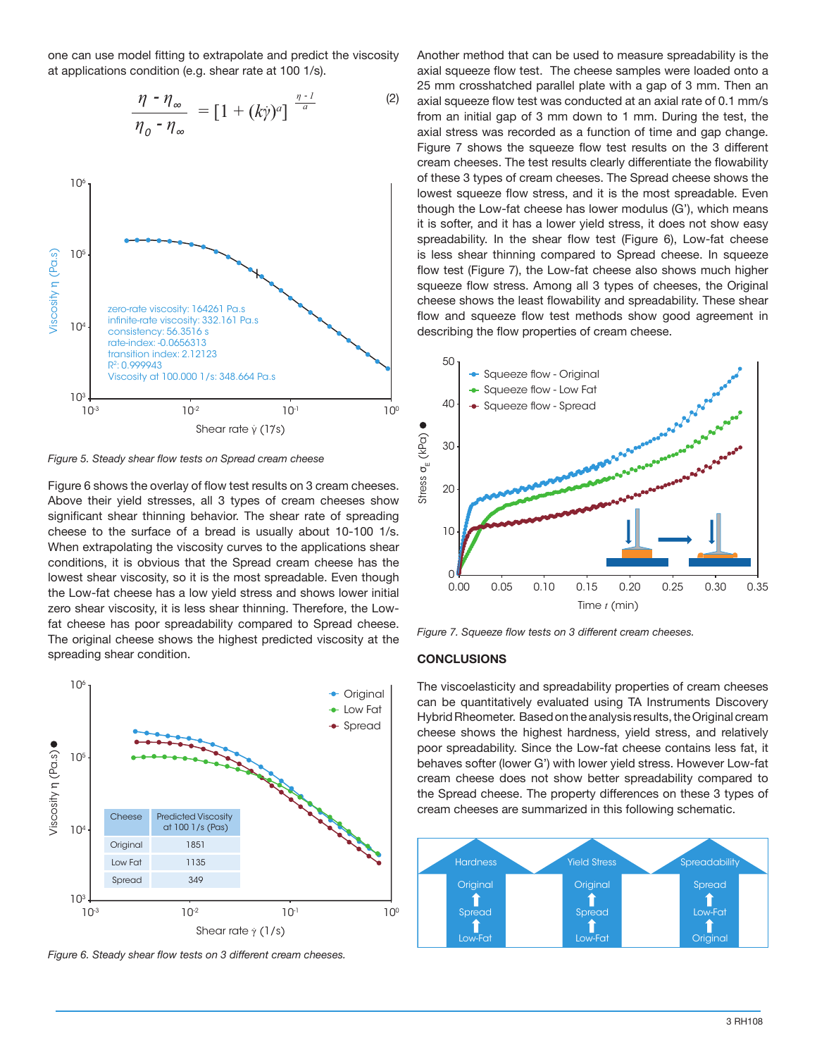one can use model fitting to extrapolate and predict the viscosity at applications condition (e.g. shear rate at 100 1/s).

$$\frac{\eta - \eta_\infty}{\eta_0 - \eta_\infty} = [1 + (k\dot{\gamma})^a]^{\frac{\eta - 1}{a}} \tag{2}$$

zero-rate viscosity: 164261 Pa.s
infinite-rate viscosity: 332.161 Pa.s
consistency: 56.3516 s
rate-index: -0.0656313
transition index: 2.12123
$R^2$: 0.999943
Viscosity at 100.000 1/s: 348.664 Pa.s

*Figure 5. Steady shear flow tests on Spread cream cheese*

Figure 6 shows the overlay of flow test results on 3 cream cheeses. Above their yield stresses, all 3 types of cream cheeses show significant shear thinning behavior. The shear rate of spreading cheese to the surface of a bread is usually about 10-100 1/s. When extrapolating the viscosity curves to the applications shear conditions, it is obvious that the Spread cream cheese has the lowest shear viscosity, so it is the most spreadable. Even though the Low-fat cheese has a low yield stress and shows lower initial zero shear viscosity, it is less shear thinning. Therefore, the Low-fat cheese has poor spreadability compared to Spread cheese. The original cheese shows the highest predicted viscosity at the spreading shear condition.

| Cheese | Predicted Viscosity at 100 1/s (Pas) |
|---|---|
| Original | 1851 |
| Low Fat | 1135 |
| Spread | 349 |

*Figure 6. Steady shear flow tests on 3 different cream cheeses.*

Another method that can be used to measure spreadability is the axial squeeze flow test. The cheese samples were loaded onto a 25 mm crosshatched parallel plate with a gap of 3 mm. Then an axial squeeze flow test was conducted at an axial rate of 0.1 mm/s from an initial gap of 3 mm down to 1 mm. During the test, the axial stress was recorded as a function of time and gap change. Figure 7 shows the squeeze flow test results on the 3 different cream cheeses. The test results clearly differentiate the flowability of these 3 types of cream cheeses. The Spread cheese shows the lowest squeeze flow stress, and it is the most spreadable. Even though the Low-fat cheese has lower modulus (G'), which means it is softer, and it has a lower yield stress, it does not show easy spreadability. In the shear flow test (Figure 6), Low-fat cheese is less shear thinning compared to Spread cheese. In squeeze flow test (Figure 7), the Low-fat cheese also shows much higher squeeze flow stress. Among all 3 types of cheeses, the Original cheese shows the least flowability and spreadability. These shear flow and squeeze flow test methods show good agreement in describing the flow properties of cream cheese.

*Figure 7. Squeeze flow tests on 3 different cream cheeses.*

## CONCLUSIONS

The viscoelasticity and spreadability properties of cream cheeses can be quantitatively evaluated using TA Instruments Discovery Hybrid Rheometer. Based on the analysis results, the Original cream cheese shows the highest hardness, yield stress, and relatively poor spreadability. Since the Low-fat cheese contains less fat, it behaves softer (lower G') with lower yield stress. However Low-fat cream cheese does not show better spreadability compared to the Spread cheese. The property differences on these 3 types of cream cheeses are summarized in this following schematic.

| Hardness | Yield Stress | Spreadability |
|---|---|---|
| Original | Original | Spread |
| ↑ | ↑ | ↑ |
| Spread | Spread | Low-Fat |
| ↑ | ↑ | ↑ |
| Low-Fat | Low-Fat | Original |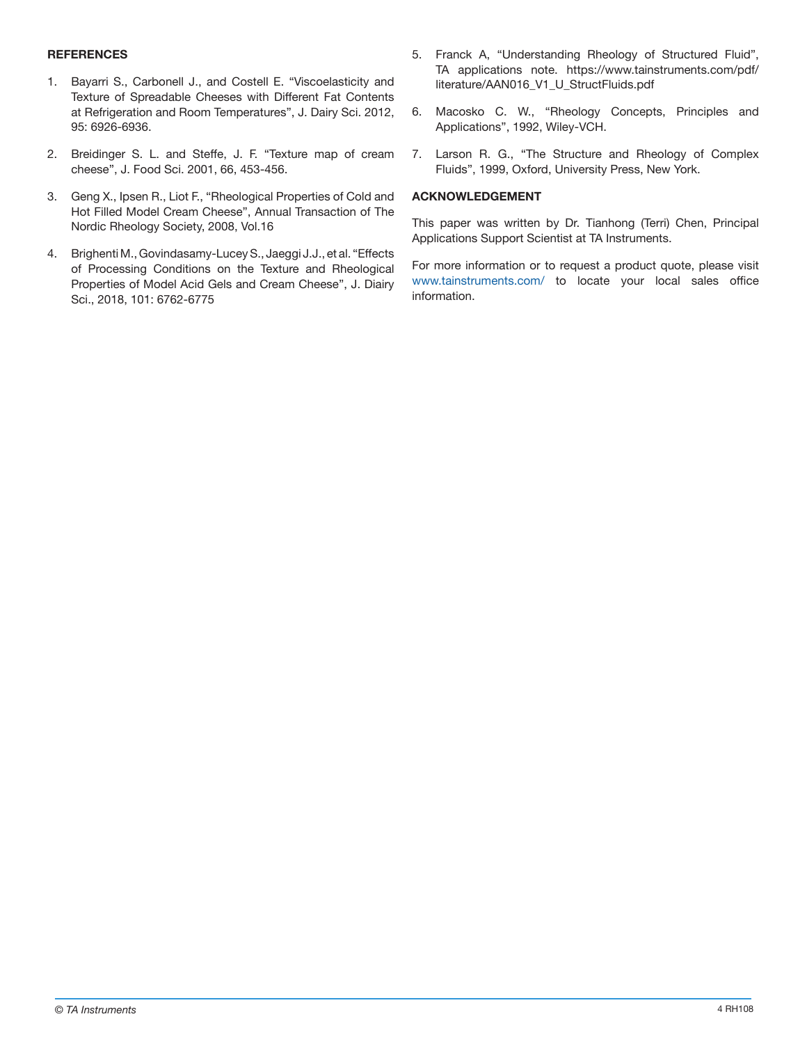## REFERENCES

1. Bayarri S., Carbonell J., and Costell E. "Viscoelasticity and Texture of Spreadable Cheeses with Different Fat Contents at Refrigeration and Room Temperatures", J. Dairy Sci. 2012, 95: 6926-6936.

2. Breidinger S. L. and Steffe, J. F. "Texture map of cream cheese", J. Food Sci. 2001, 66, 453-456.

3. Geng X., Ipsen R., Liot F., "Rheological Properties of Cold and Hot Filled Model Cream Cheese", Annual Transaction of The Nordic Rheology Society, 2008, Vol.16

4. Brighenti M., Govindasamy-Lucey S., Jaeggi J.J., et al. "Effects of Processing Conditions on the Texture and Rheological Properties of Model Acid Gels and Cream Cheese", J. Diairy Sci., 2018, 101: 6762-6775

5. Franck A, "Understanding Rheology of Structured Fluid", TA applications note. https://www.tainstruments.com/pdf/literature/AAN016_V1_U_StructFluids.pdf

6. Macosko C. W., "Rheology Concepts, Principles and Applications", 1992, Wiley-VCH.

7. Larson R. G., "The Structure and Rheology of Complex Fluids", 1999, Oxford, University Press, New York.

## ACKNOWLEDGEMENT

This paper was written by Dr. Tianhong (Terri) Chen, Principal Applications Support Scientist at TA Instruments.

For more information or to request a product quote, please visit www.tainstruments.com/ to locate your local sales office information.